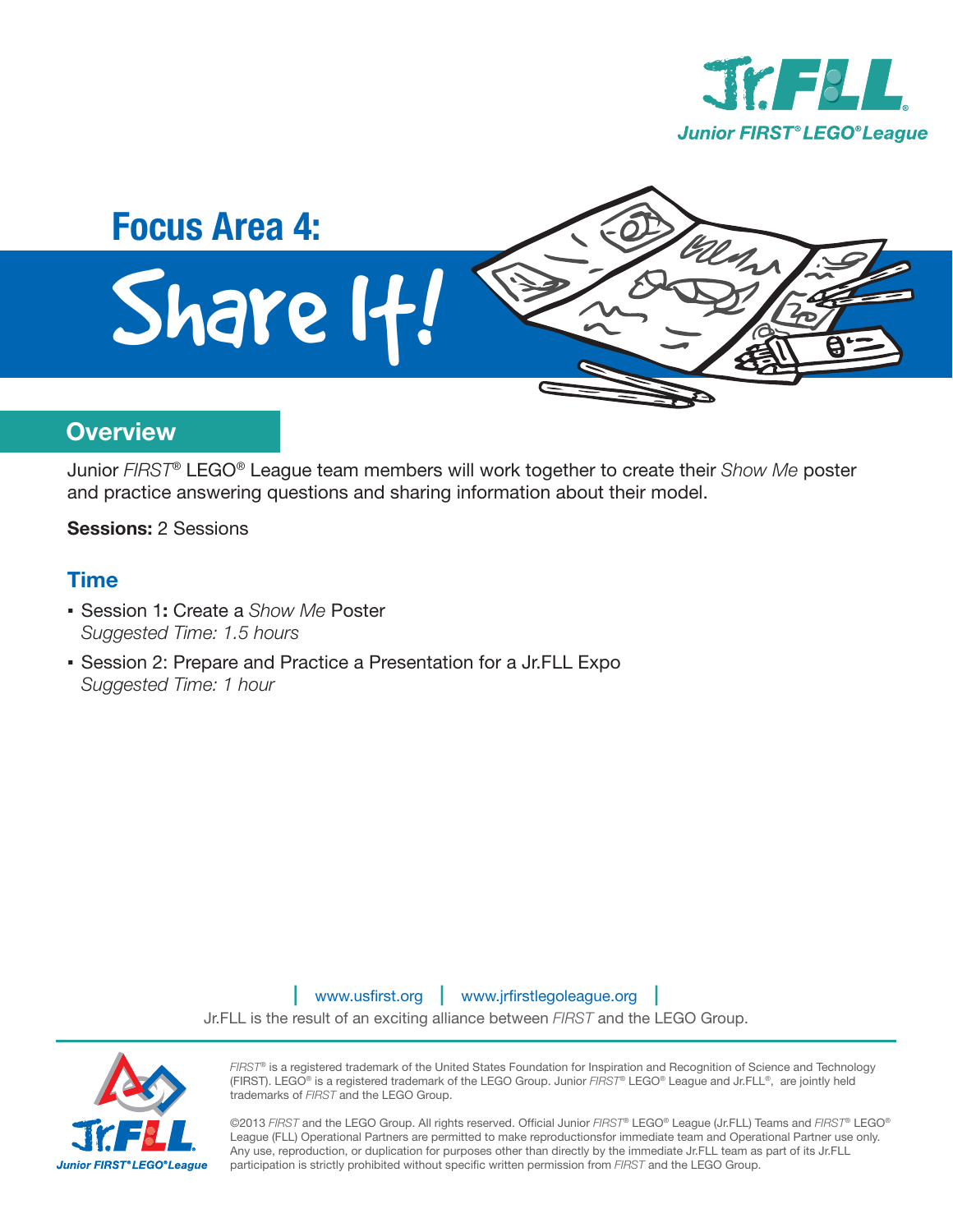# Focus Area 4:

# Share It!

## Overview

Junior *FIRST*® LEGO® League team members will work together to create their *Show Me* poster and practice answering questions and sharing information about their model.

**Sessions:** 2 Sessions

### Time

- Session 1**:** Create a *Show Me* Poster
  *Suggested Time: 1.5 hours*
- Session 2: Prepare and Practice a Presentation for a Jr.FLL Expo
  *Suggested Time: 1 hour*

| www.usfirst.org | www.jrfirstlegoleague.org |

Jr.FLL is the result of an exciting alliance between *FIRST* and the LEGO Group.

*FIRST*® is a registered trademark of the United States Foundation for Inspiration and Recognition of Science and Technology (FIRST). LEGO® is a registered trademark of the LEGO Group. Junior *FIRST*® LEGO® League and Jr.FLL®, are jointly held trademarks of *FIRST* and the LEGO Group.

©2013 *FIRST* and the LEGO Group. All rights reserved. Official Junior *FIRST*® LEGO® League (Jr.FLL) Teams and *FIRST*® LEGO® League (FLL) Operational Partners are permitted to make reproductionsfor immediate team and Operational Partner use only. Any use, reproduction, or duplication for purposes other than directly by the immediate Jr.FLL team as part of its Jr.FLL participation is strictly prohibited without specific written permission from *FIRST* and the LEGO Group.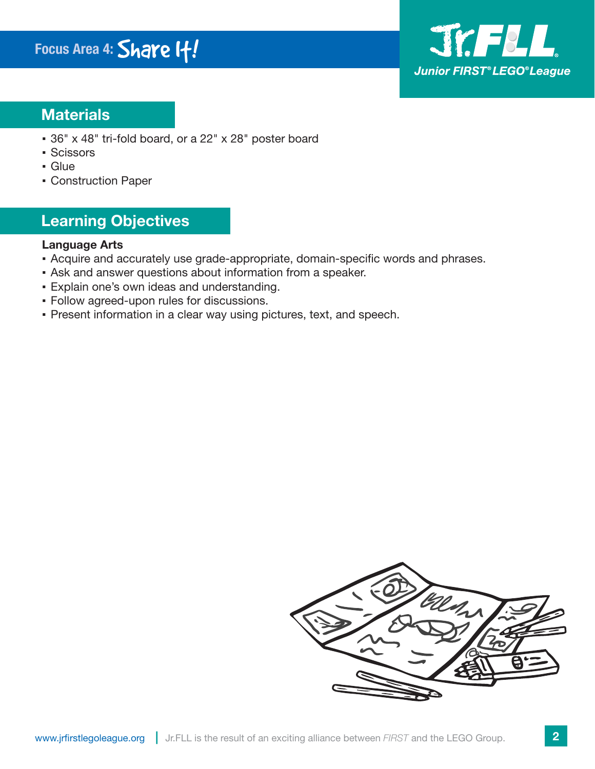# Focus Area 4: Share It!

## Materials

- 36" x 48" tri-fold board, or a 22" x 28" poster board
- Scissors
- Glue
- Construction Paper

## Learning Objectives

**Language Arts**

- Acquire and accurately use grade-appropriate, domain-specific words and phrases.
- Ask and answer questions about information from a speaker.
- Explain one's own ideas and understanding.
- Follow agreed-upon rules for discussions.
- Present information in a clear way using pictures, text, and speech.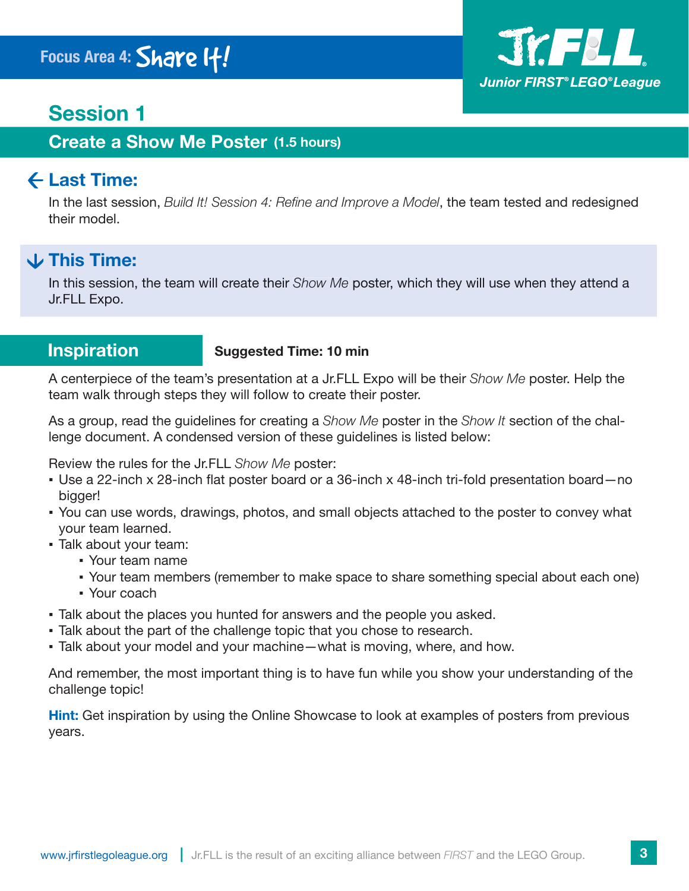Focus Area 4: Share It!

Jr.FLL
Junior FIRST® LEGO® League

# Session 1

## Create a Show Me Poster (1.5 hours)

### Last Time:

In the last session, *Build It! Session 4: Refine and Improve a Model*, the team tested and redesigned their model.

### This Time:

In this session, the team will create their *Show Me* poster, which they will use when they attend a Jr.FLL Expo.

## Inspiration

**Suggested Time: 10 min**

A centerpiece of the team's presentation at a Jr.FLL Expo will be their *Show Me* poster. Help the team walk through steps they will follow to create their poster.

As a group, read the guidelines for creating a *Show Me* poster in the *Show It* section of the challenge document. A condensed version of these guidelines is listed below:

Review the rules for the Jr.FLL *Show Me* poster:

- Use a 22-inch x 28-inch flat poster board or a 36-inch x 48-inch tri-fold presentation board—no bigger!
- You can use words, drawings, photos, and small objects attached to the poster to convey what your team learned.
- Talk about your team:
  - Your team name
  - Your team members (remember to make space to share something special about each one)
  - Your coach
- Talk about the places you hunted for answers and the people you asked.
- Talk about the part of the challenge topic that you chose to research.
- Talk about your model and your machine—what is moving, where, and how.

And remember, the most important thing is to have fun while you show your understanding of the challenge topic!

**Hint:** Get inspiration by using the Online Showcase to look at examples of posters from previous years.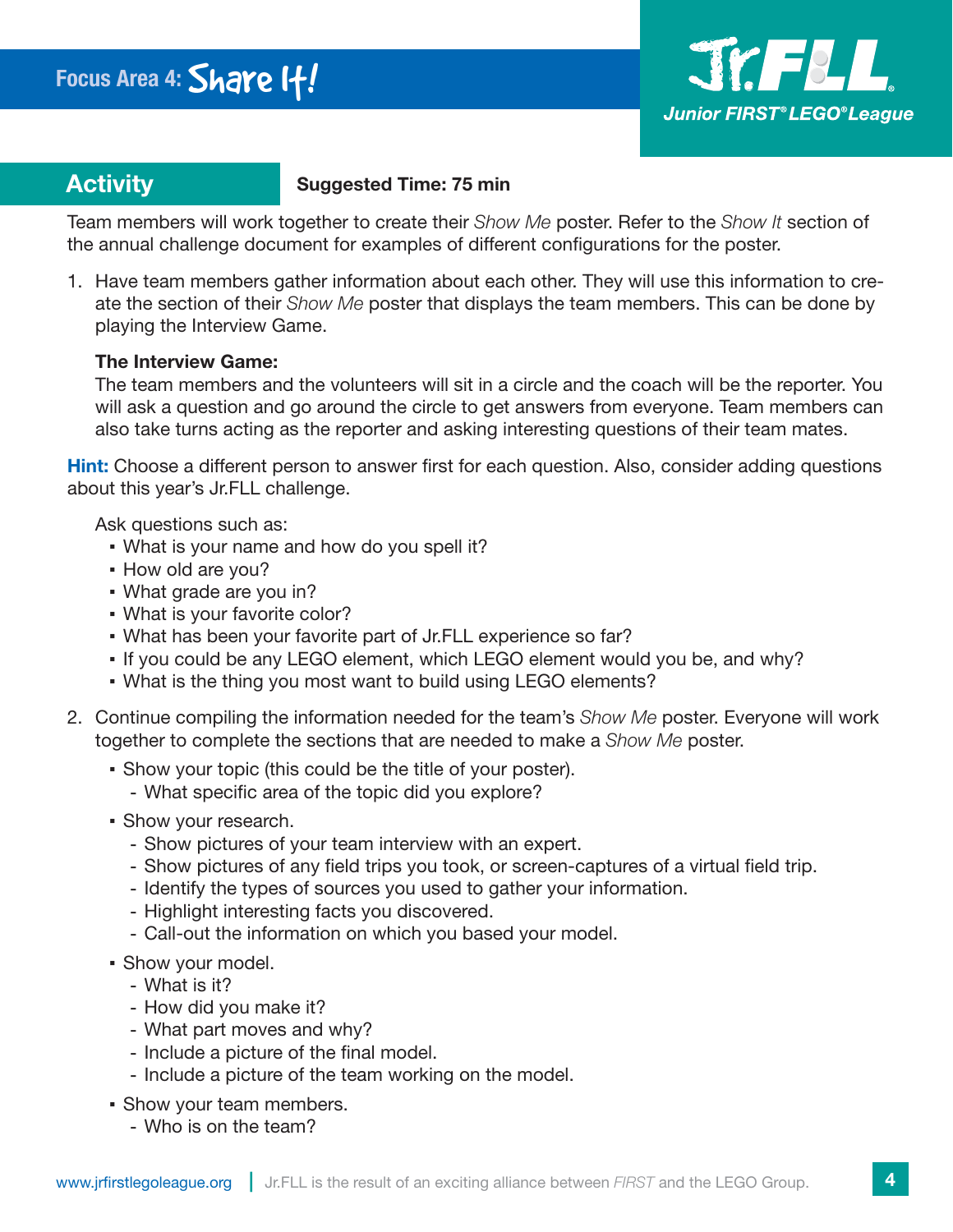## Focus Area 4: Share It!

## Activity

**Suggested Time: 75 min**

Team members will work together to create their *Show Me* poster. Refer to the *Show It* section of the annual challenge document for examples of different configurations for the poster.

1. Have team members gather information about each other. They will use this information to create the section of their *Show Me* poster that displays the team members. This can be done by playing the Interview Game.

   **The Interview Game:**
   The team members and the volunteers will sit in a circle and the coach will be the reporter. You will ask a question and go around the circle to get answers from everyone. Team members can also take turns acting as the reporter and asking interesting questions of their team mates.

**Hint:** Choose a different person to answer first for each question. Also, consider adding questions about this year's Jr.FLL challenge.

   Ask questions such as:
   - What is your name and how do you spell it?
   - How old are you?
   - What grade are you in?
   - What is your favorite color?
   - What has been your favorite part of Jr.FLL experience so far?
   - If you could be any LEGO element, which LEGO element would you be, and why?
   - What is the thing you most want to build using LEGO elements?

2. Continue compiling the information needed for the team's *Show Me* poster. Everyone will work together to complete the sections that are needed to make a *Show Me* poster.
   - Show your topic (this could be the title of your poster).
     - What specific area of the topic did you explore?
   - Show your research.
     - Show pictures of your team interview with an expert.
     - Show pictures of any field trips you took, or screen-captures of a virtual field trip.
     - Identify the types of sources you used to gather your information.
     - Highlight interesting facts you discovered.
     - Call-out the information on which you based your model.
   - Show your model.
     - What is it?
     - How did you make it?
     - What part moves and why?
     - Include a picture of the final model.
     - Include a picture of the team working on the model.
   - Show your team members.
     - Who is on the team?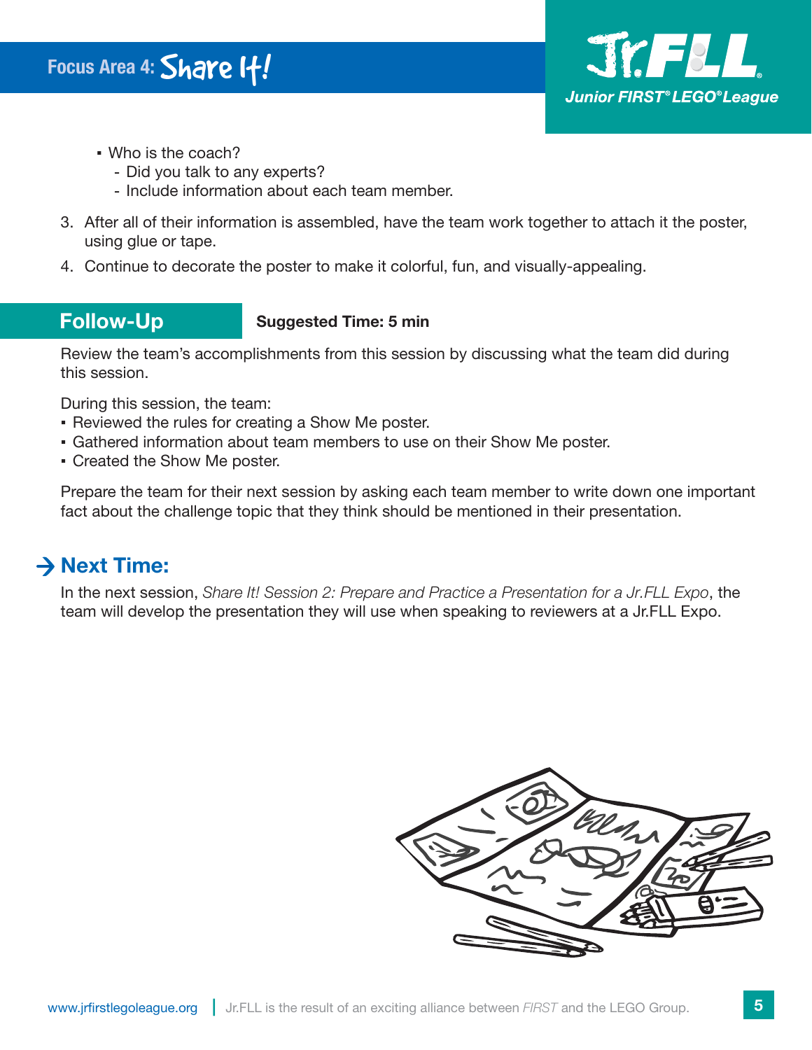- Who is the coach?
  - Did you talk to any experts?
  - Include information about each team member.

3. After all of their information is assembled, have the team work together to attach it the poster, using glue or tape.
4. Continue to decorate the poster to make it colorful, fun, and visually-appealing.

## Follow-Up

**Suggested Time: 5 min**

Review the team's accomplishments from this session by discussing what the team did during this session.

During this session, the team:

- Reviewed the rules for creating a Show Me poster.
- Gathered information about team members to use on their Show Me poster.
- Created the Show Me poster.

Prepare the team for their next session by asking each team member to write down one important fact about the challenge topic that they think should be mentioned in their presentation.

## → Next Time:

In the next session, *Share It! Session 2: Prepare and Practice a Presentation for a Jr.FLL Expo*, the team will develop the presentation they will use when speaking to reviewers at a Jr.FLL Expo.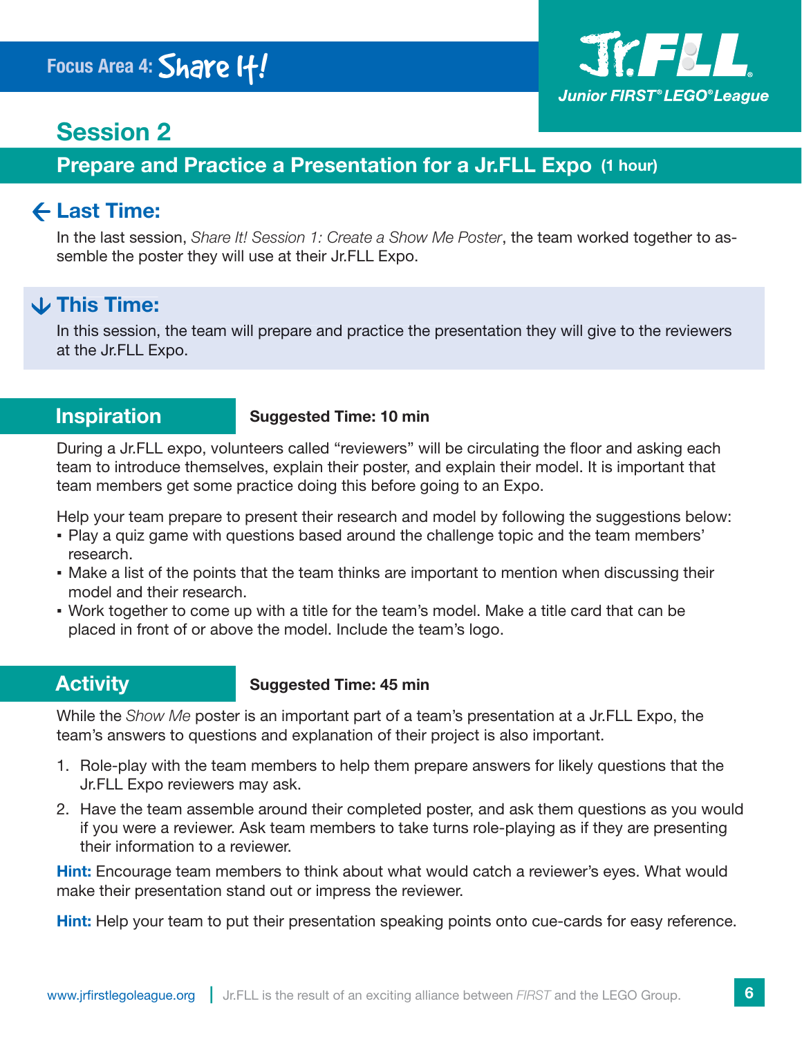Focus Area 4: Share It!

# Session 2

## Prepare and Practice a Presentation for a Jr.FLL Expo (1 hour)

### Last Time:

In the last session, *Share It! Session 1: Create a Show Me Poster*, the team worked together to assemble the poster they will use at their Jr.FLL Expo.

### This Time:

In this session, the team will prepare and practice the presentation they will give to the reviewers at the Jr.FLL Expo.

## Inspiration

**Suggested Time: 10 min**

During a Jr.FLL expo, volunteers called "reviewers" will be circulating the floor and asking each team to introduce themselves, explain their poster, and explain their model. It is important that team members get some practice doing this before going to an Expo.

Help your team prepare to present their research and model by following the suggestions below:

- Play a quiz game with questions based around the challenge topic and the team members' research.
- Make a list of the points that the team thinks are important to mention when discussing their model and their research.
- Work together to come up with a title for the team's model. Make a title card that can be placed in front of or above the model. Include the team's logo.

## Activity

**Suggested Time: 45 min**

While the *Show Me* poster is an important part of a team's presentation at a Jr.FLL Expo, the team's answers to questions and explanation of their project is also important.

1. Role-play with the team members to help them prepare answers for likely questions that the Jr.FLL Expo reviewers may ask.
2. Have the team assemble around their completed poster, and ask them questions as you would if you were a reviewer. Ask team members to take turns role-playing as if they are presenting their information to a reviewer.

**Hint:** Encourage team members to think about what would catch a reviewer's eyes. What would make their presentation stand out or impress the reviewer.

**Hint:** Help your team to put their presentation speaking points onto cue-cards for easy reference.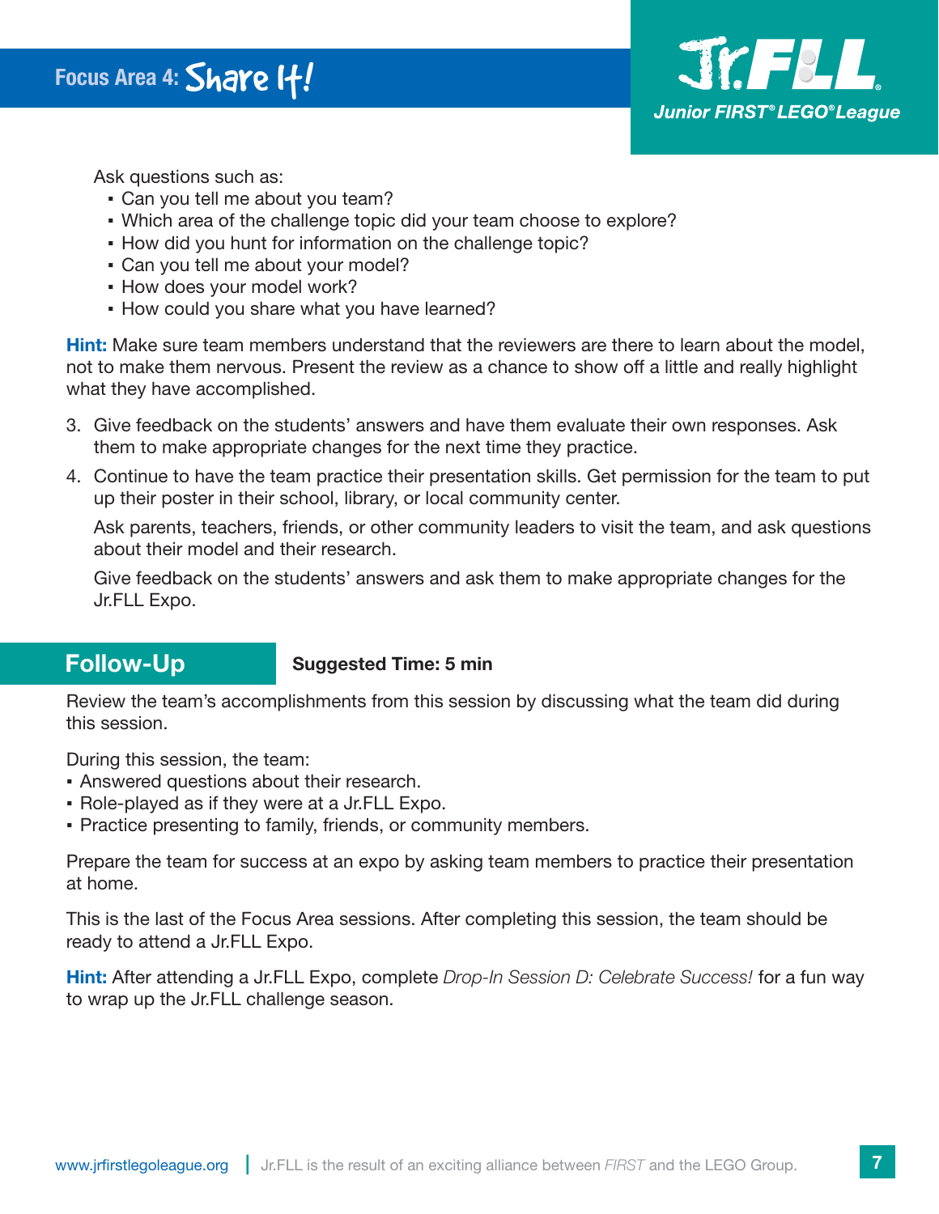Ask questions such as:

- Can you tell me about you team?
- Which area of the challenge topic did your team choose to explore?
- How did you hunt for information on the challenge topic?
- Can you tell me about your model?
- How does your model work?
- How could you share what you have learned?

**Hint:** Make sure team members understand that the reviewers are there to learn about the model, not to make them nervous. Present the review as a chance to show off a little and really highlight what they have accomplished.

3. Give feedback on the students' answers and have them evaluate their own responses. Ask them to make appropriate changes for the next time they practice.
4. Continue to have the team practice their presentation skills. Get permission for the team to put up their poster in their school, library, or local community center.

   Ask parents, teachers, friends, or other community leaders to visit the team, and ask questions about their model and their research.

   Give feedback on the students' answers and ask them to make appropriate changes for the Jr.FLL Expo.

## Follow-Up

**Suggested Time: 5 min**

Review the team's accomplishments from this session by discussing what the team did during this session.

During this session, the team:

- Answered questions about their research.
- Role-played as if they were at a Jr.FLL Expo.
- Practice presenting to family, friends, or community members.

Prepare the team for success at an expo by asking team members to practice their presentation at home.

This is the last of the Focus Area sessions. After completing this session, the team should be ready to attend a Jr.FLL Expo.

**Hint:** After attending a Jr.FLL Expo, complete *Drop-In Session D: Celebrate Success!* for a fun way to wrap up the Jr.FLL challenge season.